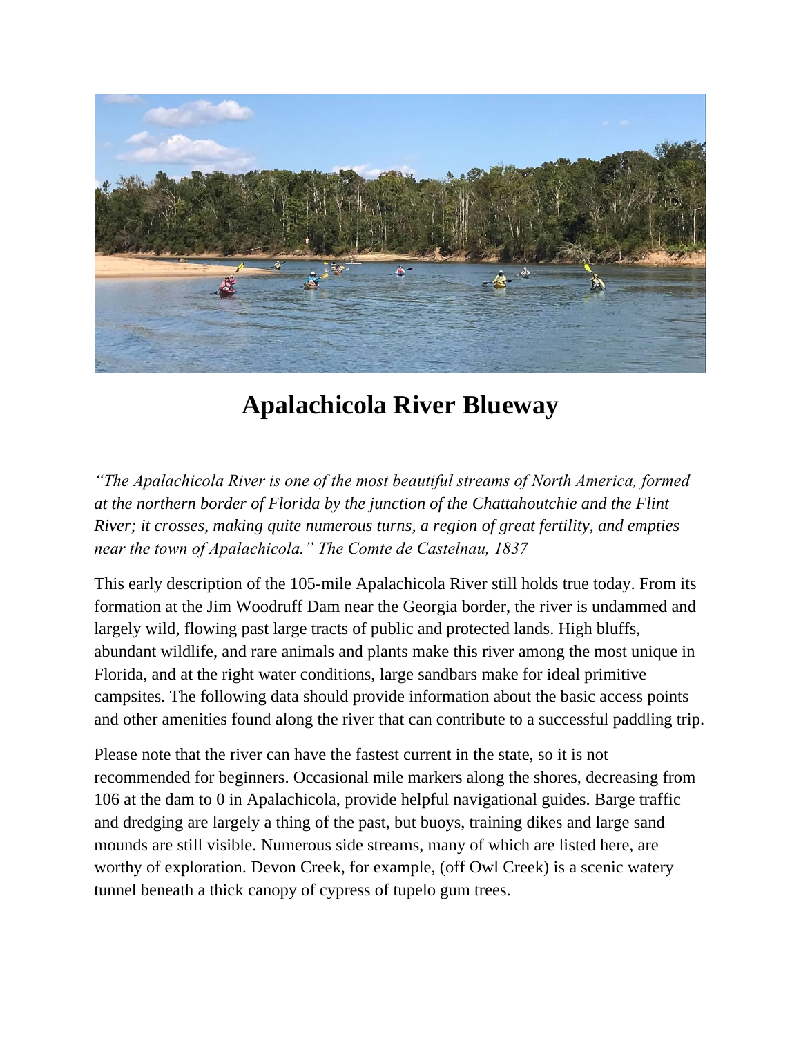# Apalachicola River Blueway

*"The Apalachicola River is one of the most beautiful streams of North America, formed at the northern border of Florida by the junction of the Chattahoutchie and the Flint River; it crosses, making quite numerous turns, a region of great fertility, and empties near the town of Apalachicola." The Comte de Castelnau, 1837*

This early description of the 105-mile Apalachicola River still holds true today. From its formation at the Jim Woodruff Dam near the Georgia border, the river is undammed and largely wild, flowing past large tracts of public and protected lands. High bluffs, abundant wildlife, and rare animals and plants make this river among the most unique in Florida, and at the right water conditions, large sandbars make for ideal primitive campsites. The following data should provide information about the basic access points and other amenities found along the river that can contribute to a successful paddling trip.

Please note that the river can have the fastest current in the state, so it is not recommended for beginners. Occasional mile markers along the shores, decreasing from 106 at the dam to 0 in Apalachicola, provide helpful navigational guides. Barge traffic and dredging are largely a thing of the past, but buoys, training dikes and large sand mounds are still visible. Numerous side streams, many of which are listed here, are worthy of exploration. Devon Creek, for example, (off Owl Creek) is a scenic watery tunnel beneath a thick canopy of cypress of tupelo gum trees.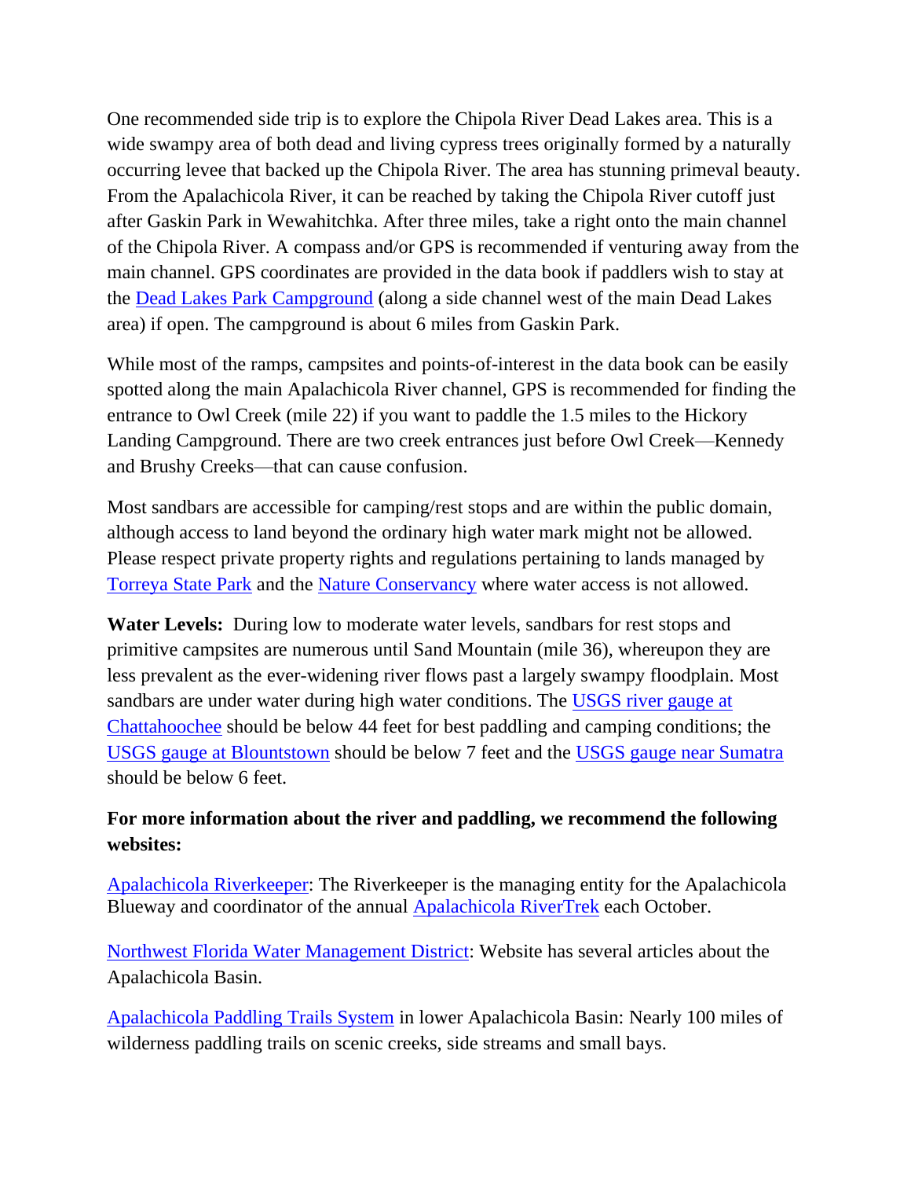One recommended side trip is to explore the Chipola River Dead Lakes area. This is a wide swampy area of both dead and living cypress trees originally formed by a naturally occurring levee that backed up the Chipola River. The area has stunning primeval beauty. From the Apalachicola River, it can be reached by taking the Chipola River cutoff just after Gaskin Park in Wewahitchka. After three miles, take a right onto the main channel of the Chipola River. A compass and/or GPS is recommended if venturing away from the main channel. GPS coordinates are provided in the data book if paddlers wish to stay at the Dead Lakes Park Campground (along a side channel west of the main Dead Lakes area) if open. The campground is about 6 miles from Gaskin Park.

While most of the ramps, campsites and points-of-interest in the data book can be easily spotted along the main Apalachicola River channel, GPS is recommended for finding the entrance to Owl Creek (mile 22) if you want to paddle the 1.5 miles to the Hickory Landing Campground. There are two creek entrances just before Owl Creek—Kennedy and Brushy Creeks—that can cause confusion.

Most sandbars are accessible for camping/rest stops and are within the public domain, although access to land beyond the ordinary high water mark might not be allowed. Please respect private property rights and regulations pertaining to lands managed by Torreya State Park and the Nature Conservancy where water access is not allowed.

**Water Levels:** During low to moderate water levels, sandbars for rest stops and primitive campsites are numerous until Sand Mountain (mile 36), whereupon they are less prevalent as the ever-widening river flows past a largely swampy floodplain. Most sandbars are under water during high water conditions. The USGS river gauge at Chattahoochee should be below 44 feet for best paddling and camping conditions; the USGS gauge at Blountstown should be below 7 feet and the USGS gauge near Sumatra should be below 6 feet.

**For more information about the river and paddling, we recommend the following websites:**

Apalachicola Riverkeeper: The Riverkeeper is the managing entity for the Apalachicola Blueway and coordinator of the annual Apalachicola RiverTrek each October.

Northwest Florida Water Management District: Website has several articles about the Apalachicola Basin.

Apalachicola Paddling Trails System in lower Apalachicola Basin: Nearly 100 miles of wilderness paddling trails on scenic creeks, side streams and small bays.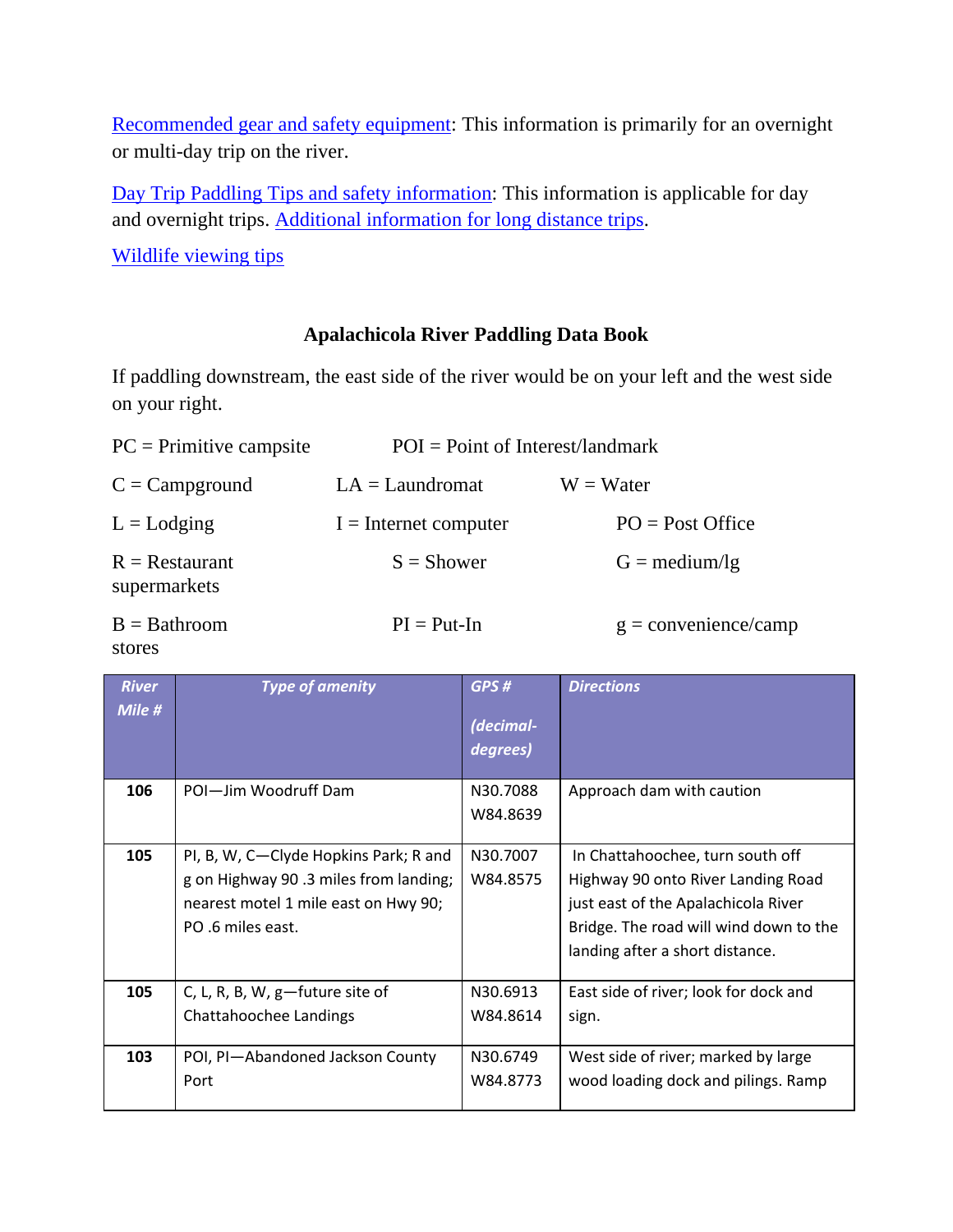[Recommended gear and safety equipment]: This information is primarily for an overnight or multi-day trip on the river.

[Day Trip Paddling Tips and safety information]: This information is applicable for day and overnight trips. [Additional information for long distance trips].

[Wildlife viewing tips]

## Apalachicola River Paddling Data Book

If paddling downstream, the east side of the river would be on your left and the west side on your right.

PC = Primitive campsite  
POI = Point of Interest/landmark  
C = Campground  
LA = Laundromat  
W = Water  
L = Lodging  
I = Internet computer  
PO = Post Office  
R = Restaurant  
S = Shower  
G = medium/lg supermarkets  
B = Bathroom  
PI = Put-In  
g = convenience/camp stores

| *River Mile #* | *Type of amenity* | *GPS # (decimal-degrees)* | *Directions* |
|---|---|---|---|
| **106** | POI—Jim Woodruff Dam | N30.7088 W84.8639 | Approach dam with caution |
| **105** | PI, B, W, C—Clyde Hopkins Park; R and g on Highway 90 .3 miles from landing; nearest motel 1 mile east on Hwy 90; PO .6 miles east. | N30.7007 W84.8575 | In Chattahoochee, turn south off Highway 90 onto River Landing Road just east of the Apalachicola River Bridge. The road will wind down to the landing after a short distance. |
| **105** | C, L, R, B, W, g—future site of Chattahoochee Landings | N30.6913 W84.8614 | East side of river; look for dock and sign. |
| **103** | POI, PI—Abandoned Jackson County Port | N30.6749 W84.8773 | West side of river; marked by large wood loading dock and pilings. Ramp |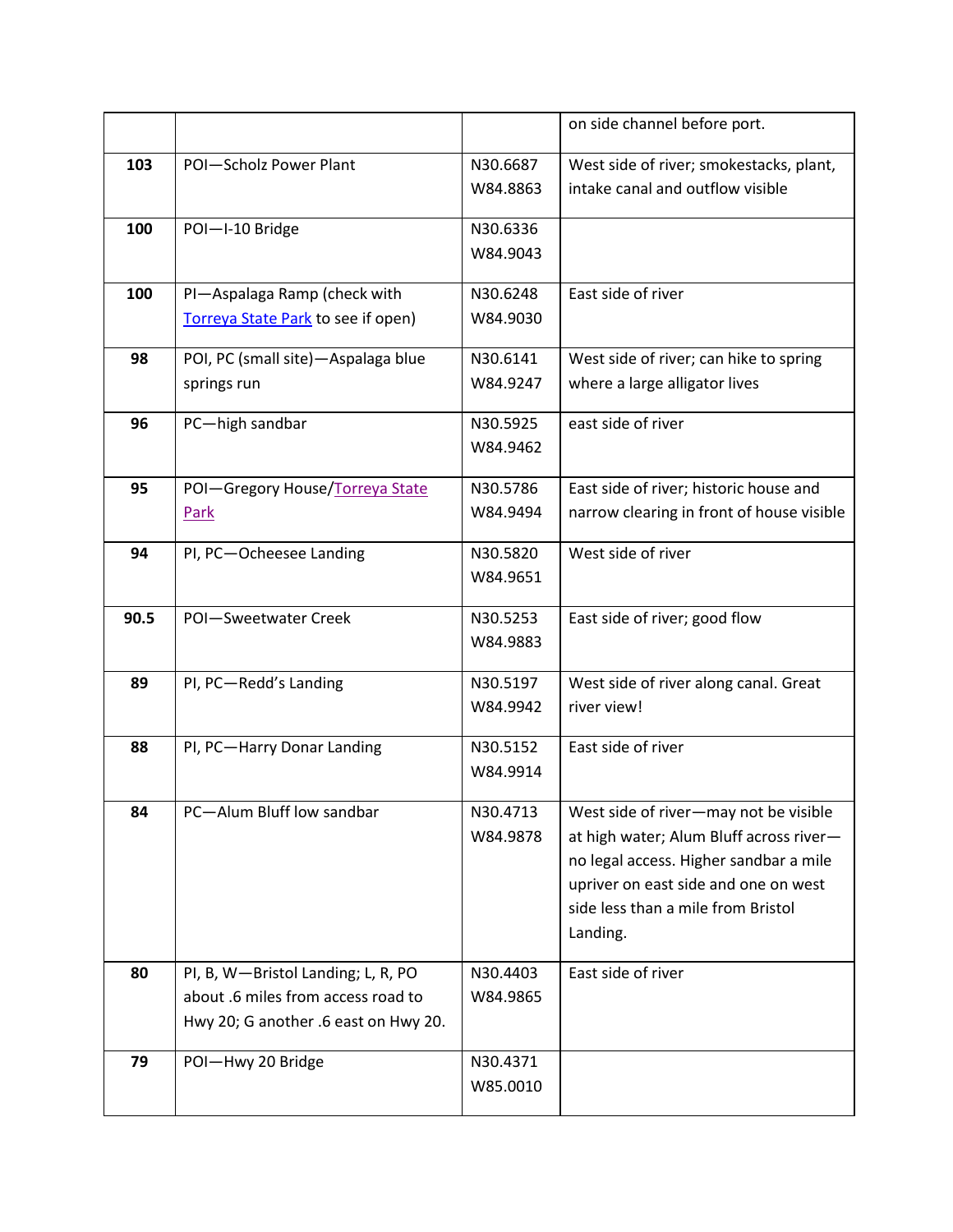| | | | on side channel before port. |
|---|---|---|---|
| **103** | POI—Scholz Power Plant | N30.6687 W84.8863 | West side of river; smokestacks, plant, intake canal and outflow visible |
| **100** | POI—I-10 Bridge | N30.6336 W84.9043 | |
| **100** | PI—Aspalaga Ramp (check with Torreya State Park to see if open) | N30.6248 W84.9030 | East side of river |
| **98** | POI, PC (small site)—Aspalaga blue springs run | N30.6141 W84.9247 | West side of river; can hike to spring where a large alligator lives |
| **96** | PC—high sandbar | N30.5925 W84.9462 | east side of river |
| **95** | POI—Gregory House/Torreya State Park | N30.5786 W84.9494 | East side of river; historic house and narrow clearing in front of house visible |
| **94** | PI, PC—Ocheesee Landing | N30.5820 W84.9651 | West side of river |
| **90.5** | POI—Sweetwater Creek | N30.5253 W84.9883 | East side of river; good flow |
| **89** | PI, PC—Redd's Landing | N30.5197 W84.9942 | West side of river along canal. Great river view! |
| **88** | PI, PC—Harry Donar Landing | N30.5152 W84.9914 | East side of river |
| **84** | PC—Alum Bluff low sandbar | N30.4713 W84.9878 | West side of river—may not be visible at high water; Alum Bluff across river—no legal access. Higher sandbar a mile upriver on east side and one on west side less than a mile from Bristol Landing. |
| **80** | PI, B, W—Bristol Landing; L, R, PO about .6 miles from access road to Hwy 20; G another .6 east on Hwy 20. | N30.4403 W84.9865 | East side of river |
| **79** | POI—Hwy 20 Bridge | N30.4371 W85.0010 | |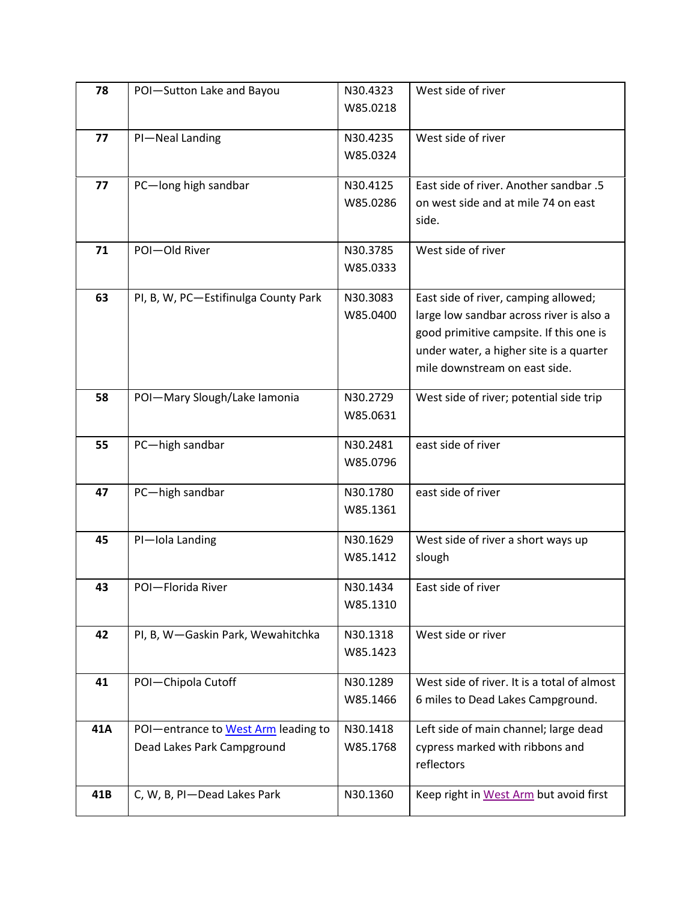| 78 | POI—Sutton Lake and Bayou | N30.4323 W85.0218 | West side of river |
|---|---|---|---|
| 77 | PI—Neal Landing | N30.4235 W85.0324 | West side of river |
| 77 | PC—long high sandbar | N30.4125 W85.0286 | East side of river. Another sandbar .5 on west side and at mile 74 on east side. |
| 71 | POI—Old River | N30.3785 W85.0333 | West side of river |
| 63 | PI, B, W, PC—Estifinulga County Park | N30.3083 W85.0400 | East side of river, camping allowed; large low sandbar across river is also a good primitive campsite. If this one is under water, a higher site is a quarter mile downstream on east side. |
| 58 | POI—Mary Slough/Lake Iamonia | N30.2729 W85.0631 | West side of river; potential side trip |
| 55 | PC—high sandbar | N30.2481 W85.0796 | east side of river |
| 47 | PC—high sandbar | N30.1780 W85.1361 | east side of river |
| 45 | PI—Iola Landing | N30.1629 W85.1412 | West side of river a short ways up slough |
| 43 | POI—Florida River | N30.1434 W85.1310 | East side of river |
| 42 | PI, B, W—Gaskin Park, Wewahitchka | N30.1318 W85.1423 | West side or river |
| 41 | POI—Chipola Cutoff | N30.1289 W85.1466 | West side of river. It is a total of almost 6 miles to Dead Lakes Campground. |
| 41A | POI—entrance to West Arm leading to Dead Lakes Park Campground | N30.1418 W85.1768 | Left side of main channel; large dead cypress marked with ribbons and reflectors |
| 41B | C, W, B, PI—Dead Lakes Park | N30.1360 | Keep right in West Arm but avoid first |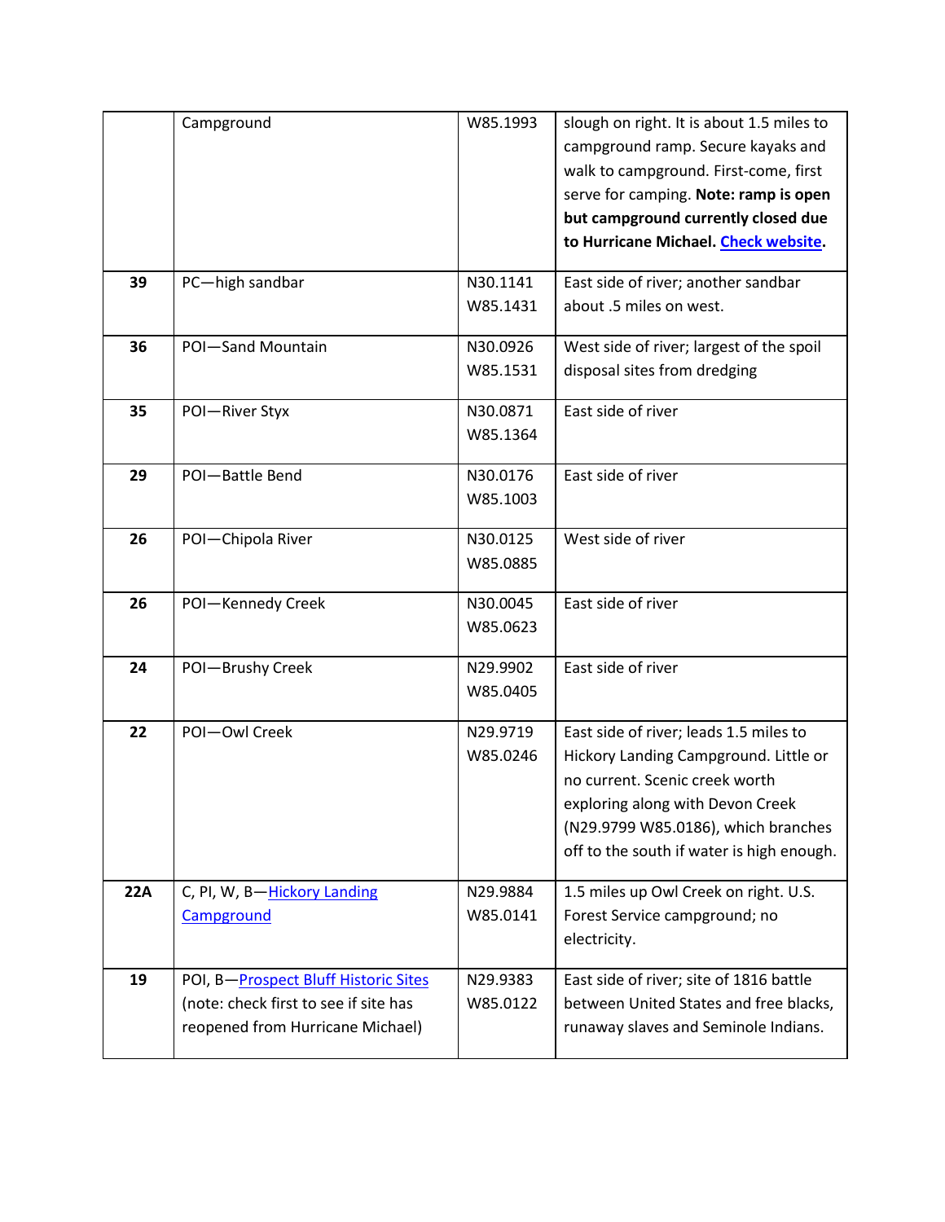| | Campground | W85.1993 | slough on right. It is about 1.5 miles to campground ramp. Secure kayaks and walk to campground. First-come, first serve for camping. **Note: ramp is open but campground currently closed due to Hurricane Michael. [Check website].** |
|---|---|---|---|
| **39** | PC—high sandbar | N30.1141 W85.1431 | East side of river; another sandbar about .5 miles on west. |
| **36** | POI—Sand Mountain | N30.0926 W85.1531 | West side of river; largest of the spoil disposal sites from dredging |
| **35** | POI—River Styx | N30.0871 W85.1364 | East side of river |
| **29** | POI—Battle Bend | N30.0176 W85.1003 | East side of river |
| **26** | POI—Chipola River | N30.0125 W85.0885 | West side of river |
| **26** | POI—Kennedy Creek | N30.0045 W85.0623 | East side of river |
| **24** | POI—Brushy Creek | N29.9902 W85.0405 | East side of river |
| **22** | POI—Owl Creek | N29.9719 W85.0246 | East side of river; leads 1.5 miles to Hickory Landing Campground. Little or no current. Scenic creek worth exploring along with Devon Creek (N29.9799 W85.0186), which branches off to the south if water is high enough. |
| **22A** | C, PI, W, B—[Hickory Landing Campground] | N29.9884 W85.0141 | 1.5 miles up Owl Creek on right. U.S. Forest Service campground; no electricity. |
| **19** | POI, B—[Prospect Bluff Historic Sites] (note: check first to see if site has reopened from Hurricane Michael) | N29.9383 W85.0122 | East side of river; site of 1816 battle between United States and free blacks, runaway slaves and Seminole Indians. |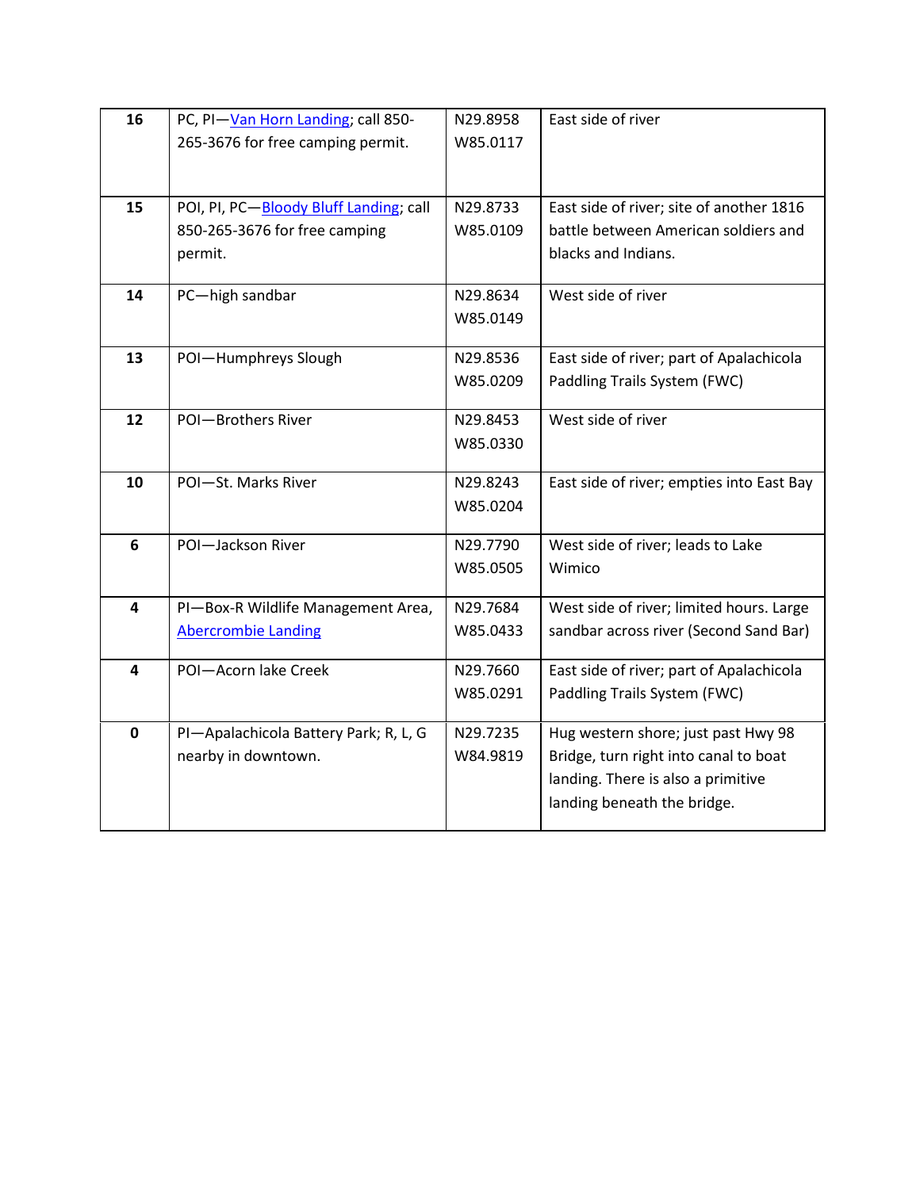| **16** | PC, PI—Van Horn Landing; call 850-265-3676 for free camping permit. | N29.8958 W85.0117 | East side of river |
|---|---|---|---|
| **15** | POI, PI, PC—Bloody Bluff Landing; call 850-265-3676 for free camping permit. | N29.8733 W85.0109 | East side of river; site of another 1816 battle between American soldiers and blacks and Indians. |
| **14** | PC—high sandbar | N29.8634 W85.0149 | West side of river |
| **13** | POI—Humphreys Slough | N29.8536 W85.0209 | East side of river; part of Apalachicola Paddling Trails System (FWC) |
| **12** | POI—Brothers River | N29.8453 W85.0330 | West side of river |
| **10** | POI—St. Marks River | N29.8243 W85.0204 | East side of river; empties into East Bay |
| **6** | POI—Jackson River | N29.7790 W85.0505 | West side of river; leads to Lake Wimico |
| **4** | PI—Box-R Wildlife Management Area, Abercrombie Landing | N29.7684 W85.0433 | West side of river; limited hours. Large sandbar across river (Second Sand Bar) |
| **4** | POI—Acorn lake Creek | N29.7660 W85.0291 | East side of river; part of Apalachicola Paddling Trails System (FWC) |
| **0** | PI—Apalachicola Battery Park; R, L, G nearby in downtown. | N29.7235 W84.9819 | Hug western shore; just past Hwy 98 Bridge, turn right into canal to boat landing. There is also a primitive landing beneath the bridge. |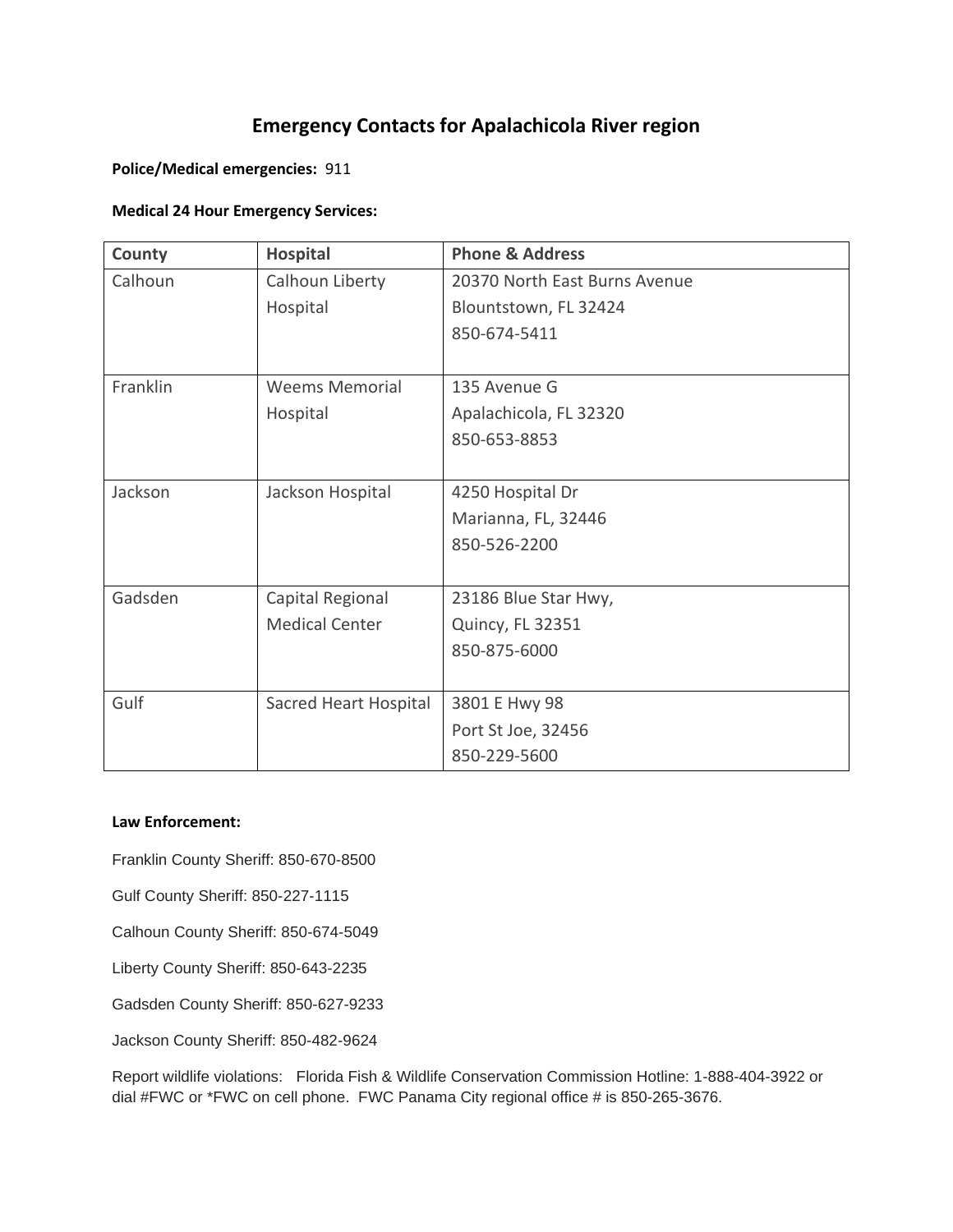# Emergency Contacts for Apalachicola River region

**Police/Medical emergencies:** 911

**Medical 24 Hour Emergency Services:**

| County | Hospital | Phone & Address |
|---|---|---|
| Calhoun | Calhoun Liberty Hospital | 20370 North East Burns Avenue<br>Blountstown, FL 32424<br>850-674-5411 |
| Franklin | Weems Memorial Hospital | 135 Avenue G<br>Apalachicola, FL 32320<br>850-653-8853 |
| Jackson | Jackson Hospital | 4250 Hospital Dr<br>Marianna, FL, 32446<br>850-526-2200 |
| Gadsden | Capital Regional Medical Center | 23186 Blue Star Hwy,<br>Quincy, FL 32351<br>850-875-6000 |
| Gulf | Sacred Heart Hospital | 3801 E Hwy 98<br>Port St Joe, 32456<br>850-229-5600 |

**Law Enforcement:**

Franklin County Sheriff: 850-670-8500

Gulf County Sheriff: 850-227-1115

Calhoun County Sheriff: 850-674-5049

Liberty County Sheriff: 850-643-2235

Gadsden County Sheriff: 850-627-9233

Jackson County Sheriff: 850-482-9624

Report wildlife violations: Florida Fish & Wildlife Conservation Commission Hotline: 1-888-404-3922 or dial #FWC or *FWC on cell phone. FWC Panama City regional office # is 850-265-3676.